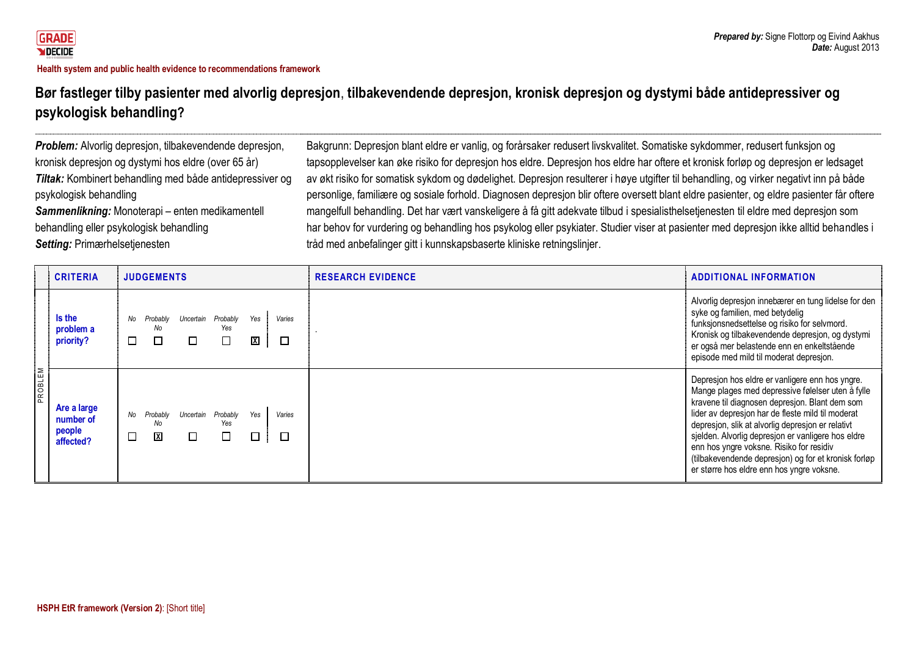GRADE DECIDE

**Health system and public health evidence to recommendations framework**

*Prepared by:* Signe Flottorp og Eivind Aakhus
*Date:* August 2013

# Bør fastleger tilby pasienter med alvorlig depresjon, tilbakevendende depresjon, kronisk depresjon og dystymi både antidepressiver og psykologisk behandling?

***Problem:*** Alvorlig depresjon, tilbakevendende depresjon, kronisk depresjon og dystymi hos eldre (over 65 år)
***Tiltak:*** Kombinert behandling med både antidepressiver og psykologisk behandling
***Sammenlikning:*** Monoterapi – enten medikamentell behandling eller psykologisk behandling
***Setting:*** Primærhelsetjenesten

Bakgrunn: Depresjon blant eldre er vanlig, og forårsaker redusert livskvalitet. Somatiske sykdommer, redusert funksjon og tapsopplevelser kan øke risiko for depresjon hos eldre. Depresjon hos eldre har oftere et kronisk forløp og depresjon er ledsaget av økt risiko for somatisk sykdom og dødelighet. Depresjon resulterer i høye utgifter til behandling, og virker negativt inn på både personlige, familiære og sosiale forhold. Diagnosen depresjon blir oftere oversett blant eldre pasienter, og eldre pasienter får oftere mangelfull behandling. Det har vært vanskeligere å få gitt adekvate tilbud i spesialisthelsetjenesten til eldre med depresjon som har behov for vurdering og behandling hos psykolog eller psykiater. Studier viser at pasienter med depresjon ikke alltid behandles i tråd med anbefalinger gitt i kunnskapsbaserte kliniske retningslinjer.

| | CRITERIA | JUDGEMENTS | RESEARCH EVIDENCE | ADDITIONAL INFORMATION |
|---|---|---|---|---|
| PROBLEM | **Is the problem a priority?** | ☐ No ☐ Probably No ☐ Uncertain ☐ Probably Yes ☒ Yes ☐ Varies | . | Alvorlig depresjon innebærer en tung lidelse for den syke og familien, med betydelig funksjonsnedsettelse og risiko for selvmord. Kronisk og tilbakevendende depresjon, og dystymi er også mer belastende enn en enkeltstående episode med mild til moderat depresjon. |
| | **Are a large number of people affected?** | ☐ No ☒ Probably No ☐ Uncertain ☐ Probably Yes ☐ Yes ☐ Varies | | Depresjon hos eldre er vanligere enn hos yngre. Mange plages med depressive følelser uten å fylle kravene til diagnosen depresjon. Blant dem som lider av depresjon har de fleste mild til moderat depresjon, slik at alvorlig depresjon er relativt sjelden. Alvorlig depresjon er vanligere hos eldre enn hos yngre voksne. Risiko for residiv (tilbakevendende depresjon) og for et kronisk forløp er større hos eldre enn hos yngre voksne. |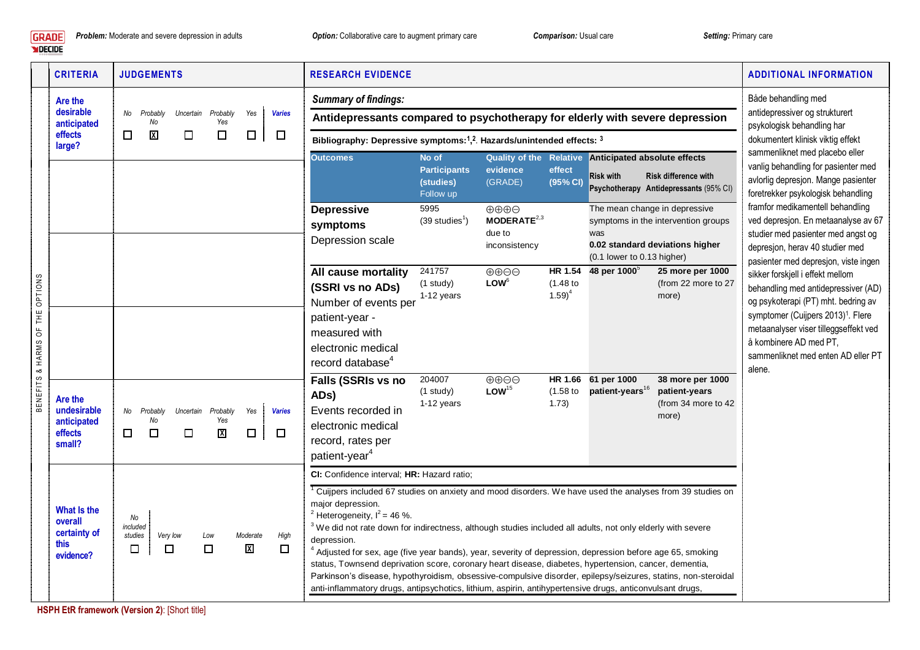GRADE DECIDE

***Problem:*** Moderate and severe depression in adults | ***Option:*** Collaborative care to augment primary care | ***Comparison:*** Usual care | ***Setting:*** Primary care

| | CRITERIA | JUDGEMENTS | RESEARCH EVIDENCE | ADDITIONAL INFORMATION |
|---|---|---|---|---|
| BENEFITS & HARMS OF THE OPTIONS | **Are the desirable anticipated effects large?** | ☐ No ☒ Probably No ☐ Uncertain ☐ Probably Yes ☐ Yes ☐ Varies | (see Summary of findings below) | Både behandling med antidepressiver og strukturert psykologisk behandling har dokumentert klinisk viktig effekt sammenliknet med placebo eller vanlig behandling for pasienter med avlorlig depresjon. Mange pasienter foretrekker psykologisk behandling framfor medikamentell behandling ved depresjon. En metaanalyse av 67 studier med pasienter med angst og depresjon, herav 40 studier med pasienter med depresjon, viste ingen sikker forskjell i effekt mellom behandling med antidepressiver (AD) og psykoterapi (PT) mht. bedring av symptomer (Cuijpers 2013)[1]. Flere metaanalyser viser tilleggseffekt ved å kombinere AD med PT, sammenliknet med enten AD eller PT alene. |
| | **Are the undesirable anticipated effects small?** | ☐ No ☐ Probably No ☐ Uncertain ☒ Probably Yes ☐ Yes ☐ Varies | | |
| | **What Is the overall certainty of this evidence?** | ☐ No included studies ☐ Very low ☐ Low ☒ Moderate ☐ High | | |

**RESEARCH EVIDENCE**

***Summary of findings:***

**Antidepressants compared to psychotherapy for elderly with severe depression**

**Bibliography: Depressive symptoms:[1,2]. Hazards/unintended effects: [3]**

| Outcomes | No of Participants (studies) Follow up | Quality of the evidence (GRADE) | Relative effect (95% CI) | Anticipated absolute effects: Risk with Psychotherapy | Anticipated absolute effects: Risk difference with Antidepressants (95% CI) |
|---|---|---|---|---|---|
| **Depressive symptoms** Depression scale | 5995 (39 studies[1]) | ⊕⊕⊕⊖ **MODERATE**[2,3] due to inconsistency | | The mean change in depressive symptoms in the intervention groups was **0.02 standard deviations higher** (0.1 lower to 0.13 higher) | |
| **All cause mortality (SSRI vs no ADs)** Number of events per patient-year - measured with electronic medical record database[4] | 241757 (1 study) 1-12 years | ⊕⊕⊖⊖ **LOW**[6] | **HR 1.54** (1.48 to 1.59)[4] | **48 per 1000**[5] | **25 more per 1000** (from 22 more to 27 more) |
| **Falls (SSRIs vs no ADs)** Events recorded in electronic medical record, rates per patient-year[4] | 204007 (1 study) 1-12 years | ⊕⊕⊖⊖ **LOW**[15] | **HR 1.66** (1.58 to 1.73) | **61 per 1000 patient-years**[16] | **38 more per 1000 patient-years** (from 34 more to 42 more) |

**CI:** Confidence interval; **HR:** Hazard ratio;

[1] Cuijpers included 67 studies on anxiety and mood disorders. We have used the analyses from 39 studies on major depression.
[2] Heterogeneity, $I^2 = 46$ %.
[3] We did not rate down for indirectness, although studies included all adults, not only elderly with severe depression.
[4] Adjusted for sex, age (five year bands), year, severity of depression, depression before age 65, smoking status, Townsend deprivation score, coronary heart disease, diabetes, hypertension, cancer, dementia, Parkinson's disease, hypothyroidism, obsessive-compulsive disorder, epilepsy/seizures, statins, non-steroidal anti-inflammatory drugs, antipsychotics, lithium, aspirin, antihypertensive drugs, anticonvulsant drugs,

**HSPH EtR framework (Version 2)**: [Short title]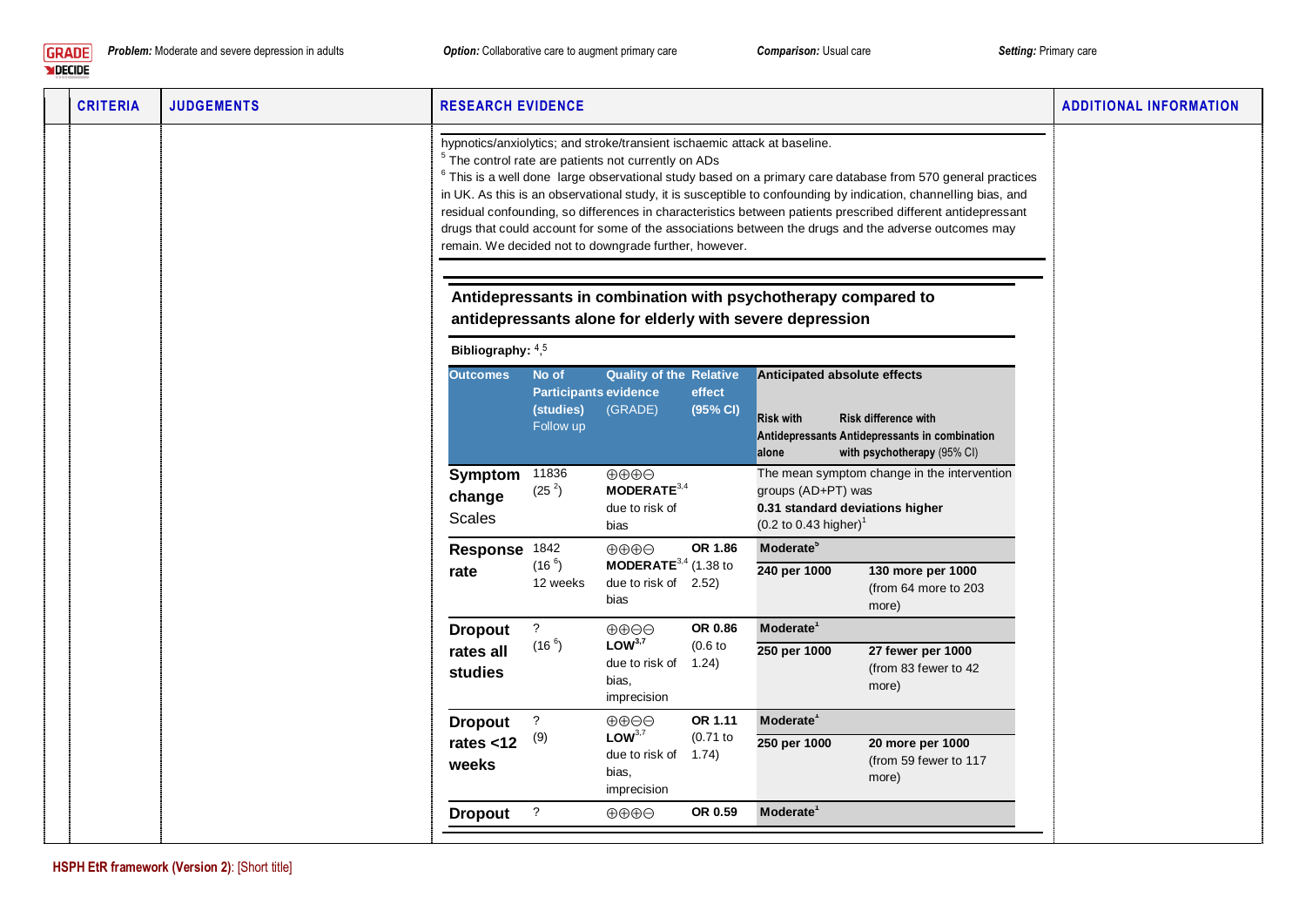| CRITERIA | JUDGEMENTS | RESEARCH EVIDENCE | ADDITIONAL INFORMATION |
|---|---|---|---|

hypnotics/anxiolytics; and stroke/transient ischaemic attack at baseline.

[5] The control rate are patients not currently on ADs

[6] This is a well done large observational study based on a primary care database from 570 general practices in UK. As this is an observational study, it is susceptible to confounding by indication, channelling bias, and residual confounding, so differences in characteristics between patients prescribed different antidepressant drugs that could account for some of the associations between the drugs and the adverse outcomes may remain. We decided not to downgrade further, however.

### Antidepressants in combination with psychotherapy compared to antidepressants alone for elderly with severe depression

**Bibliography:** [4,5]

| Outcomes | No of Participants (studies) Follow up | Quality of the evidence (GRADE) | Relative effect (95% CI) | Risk with Antidepressants alone | Risk difference with Antidepressants in combination with psychotherapy (95% CI) |
|---|---|---|---|---|---|
| **Symptom change Scales** | 11836 (25 [2]) | ⊕⊕⊕⊝ **MODERATE**[3,4] due to risk of bias | | The mean symptom change in the intervention groups (AD+PT) was **0.31 standard deviations higher** (0.2 to 0.43 higher)[1] | |
| **Response rate** | 1842 (16 [6]) 12 weeks | ⊕⊕⊕⊝ **MODERATE**[3,4] due to risk of bias | **OR 1.86** (1.38 to 2.52) | **Moderate**[5] | |
| | | | | **240 per 1000** | **130 more per 1000** (from 64 more to 203 more) |
| **Dropout rates all studies** | ? (16 [6]) | ⊕⊕⊝⊝ **LOW**[3,7] due to risk of bias, imprecision | **OR 0.86** (0.6 to 1.24) | **Moderate**[1] | |
| | | | | **250 per 1000** | **27 fewer per 1000** (from 83 fewer to 42 more) |
| **Dropout rates <12 weeks** | ? (9) | ⊕⊕⊝⊝ **LOW**[3,7] due to risk of bias, imprecision | **OR 1.11** (0.71 to 1.74) | **Moderate**[1] | |
| | | | | **250 per 1000** | **20 more per 1000** (from 59 fewer to 117 more) |
| **Dropout** | ? | ⊕⊕⊕⊝ | **OR 0.59** | **Moderate**[1] | |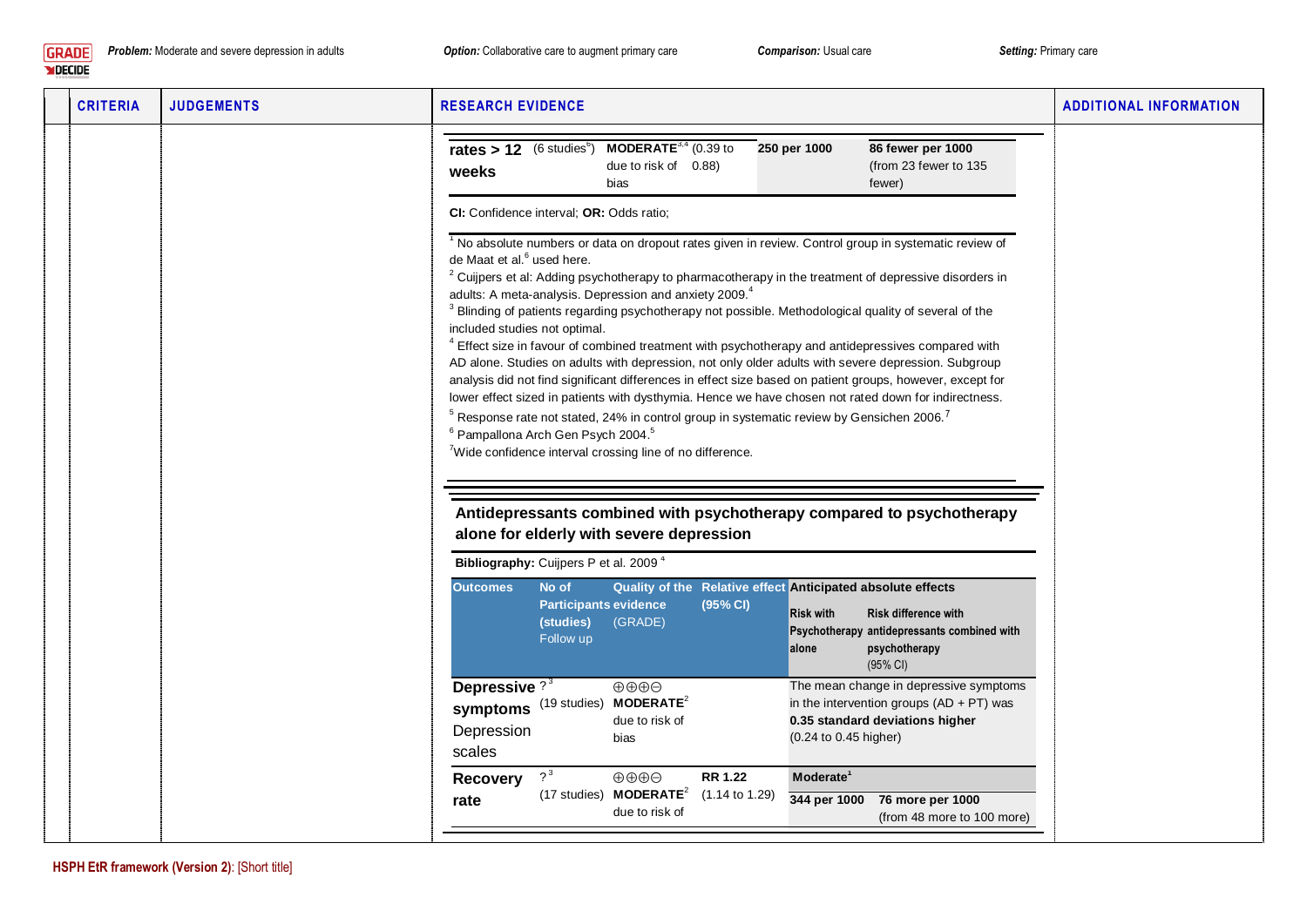| CRITERIA | JUDGEMENTS | RESEARCH EVIDENCE | ADDITIONAL INFORMATION |
|---|---|---|---|
| | | | |

| | | | | | |
|---|---|---|---|---|---|
| **rates > 12 weeks** | (6 studies[b]) | **MODERATE**[3,4] due to risk of bias | (0.39 to 0.88) | **250 per 1000** | **86 fewer per 1000** (from 23 fewer to 135 fewer) |

**CI:** Confidence interval; **OR:** Odds ratio;

[1] No absolute numbers or data on dropout rates given in review. Control group in systematic review of de Maat et al.[6] used here.
[2] Cuijpers et al: Adding psychotherapy to pharmacotherapy in the treatment of depressive disorders in adults: A meta-analysis. Depression and anxiety 2009.[4]
[3] Blinding of patients regarding psychotherapy not possible. Methodological quality of several of the included studies not optimal.
[4] Effect size in favour of combined treatment with psychotherapy and antidepressives compared with AD alone. Studies on adults with depression, not only older adults with severe depression. Subgroup analysis did not find significant differences in effect size based on patient groups, however, except for lower effect sized in patients with dysthymia. Hence we have chosen not rated down for indirectness.
[5] Response rate not stated, 24% in control group in systematic review by Gensichen 2006.[7]
[6] Pampallona Arch Gen Psych 2004.[5]
[7] Wide confidence interval crossing line of no difference.

**Antidepressants combined with psychotherapy compared to psychotherapy alone for elderly with severe depression**

**Bibliography:** Cuijpers P et al. 2009 [4]

| Outcomes | No of Participants (studies) Follow up | Quality of the evidence (GRADE) | Relative effect (95% CI) | Anticipated absolute effects | |
|---|---|---|---|---|---|
| | | | | **Risk with Psychotherapy alone** | **Risk difference with antidepressants combined with psychotherapy** (95% CI) |
| **Depressive symptoms** Depression scales | ?[3] (19 studies) | ⊕⊕⊕⊖ **MODERATE**[2] due to risk of bias | | The mean change in depressive symptoms in the intervention groups (AD + PT) was **0.35 standard deviations higher** (0.24 to 0.45 higher) | |
| **Recovery rate** | ?[3] (17 studies) | ⊕⊕⊕⊖ **MODERATE**[2] due to risk of | **RR 1.22** (1.14 to 1.29) | **Moderate**[1] | |
| | | | | **344 per 1000** | **76 more per 1000** (from 48 more to 100 more) |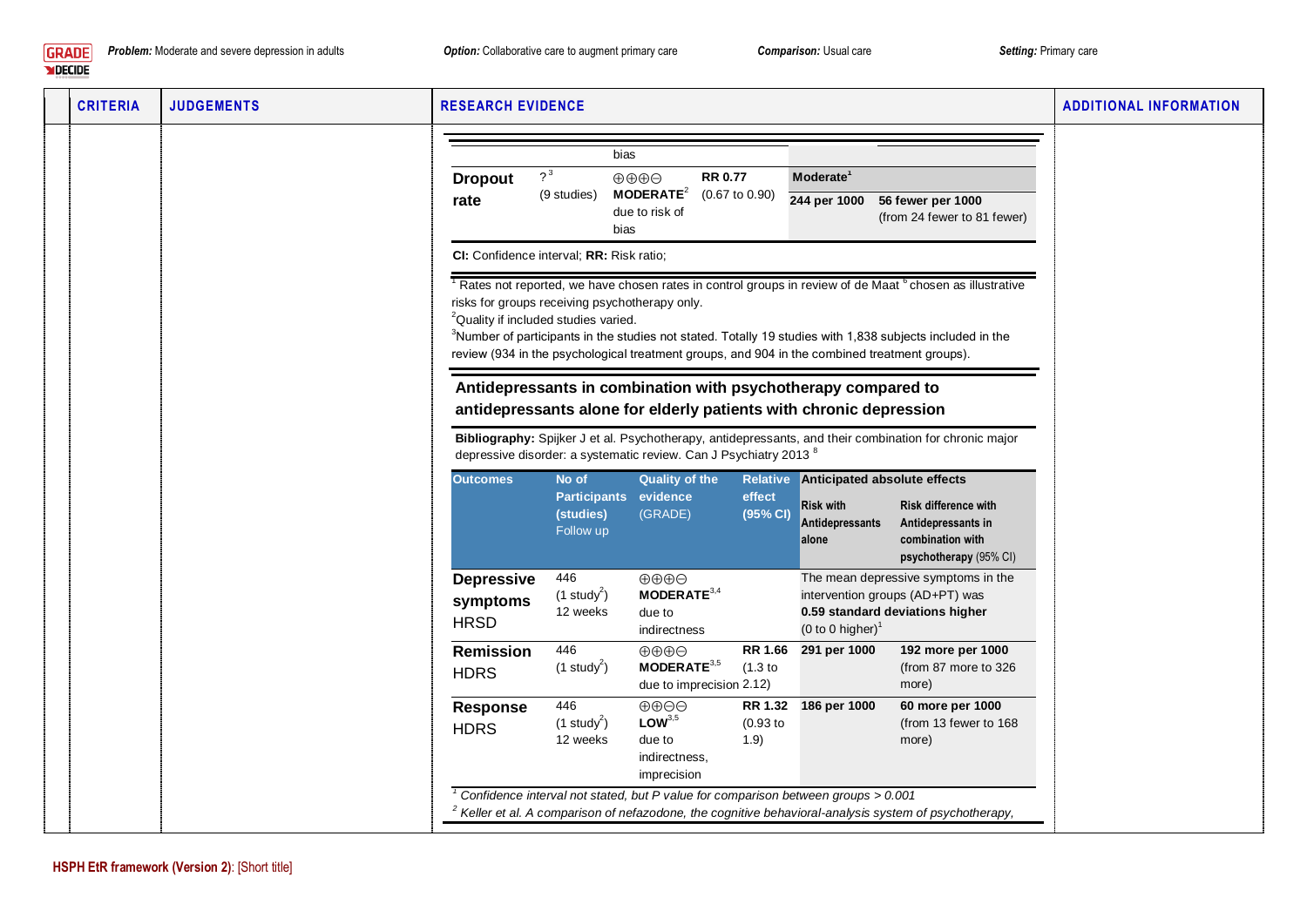| CRITERIA | JUDGEMENTS | RESEARCH EVIDENCE | ADDITIONAL INFORMATION |
|---|---|---|---|
| | | | |

| | | | | | |
|---|---|---|---|---|---|
| | | bias | | | |
| **Dropout rate** | ? [3] (9 studies) | ⊕⊕⊕⊝ **MODERATE**[2] due to risk of bias | **RR 0.77** (0.67 to 0.90) | **Moderate**[1] 244 per 1000 | **56 fewer per 1000** (from 24 fewer to 81 fewer) |

**CI:** Confidence interval; **RR:** Risk ratio;

[1] Rates not reported, we have chosen rates in control groups in review of de Maat [6] chosen as illustrative risks for groups receiving psychotherapy only.
[2] Quality if included studies varied.
[3] Number of participants in the studies not stated. Totally 19 studies with 1,838 subjects included in the review (934 in the psychological treatment groups, and 904 in the combined treatment groups).

## Antidepressants in combination with psychotherapy compared to antidepressants alone for elderly patients with chronic depression

**Bibliography:** Spijker J et al. Psychotherapy, antidepressants, and their combination for chronic major depressive disorder: a systematic review. Can J Psychiatry 2013 [8]

| Outcomes | No of Participants (studies) Follow up | Quality of the evidence (GRADE) | Relative effect (95% CI) | Anticipated absolute effects: Risk with Antidepressants alone | Anticipated absolute effects: Risk difference with Antidepressants in combination with psychotherapy (95% CI) |
|---|---|---|---|---|---|
| **Depressive symptoms** HRSD | 446 (1 study[2]) 12 weeks | ⊕⊕⊕⊝ **MODERATE**[3,4] due to indirectness | | The mean depressive symptoms in the intervention groups (AD+PT) was **0.59 standard deviations higher** (0 to 0 higher)[1] | |
| **Remission** HDRS | 446 (1 study[2]) | ⊕⊕⊕⊝ **MODERATE**[3,5] due to imprecision | **RR 1.66** (1.3 to 2.12) | **291 per 1000** | **192 more per 1000** (from 87 more to 326 more) |
| **Response** HDRS | 446 (1 study[2]) 12 weeks | ⊕⊕⊝⊝ **LOW**[3,5] due to indirectness, imprecision | **RR 1.32** (0.93 to 1.9) | **186 per 1000** | **60 more per 1000** (from 13 fewer to 168 more) |

*[1] Confidence interval not stated, but P value for comparison between groups > 0.001*
*[2] Keller et al. A comparison of nefazodone, the cognitive behavioral-analysis system of psychotherapy,*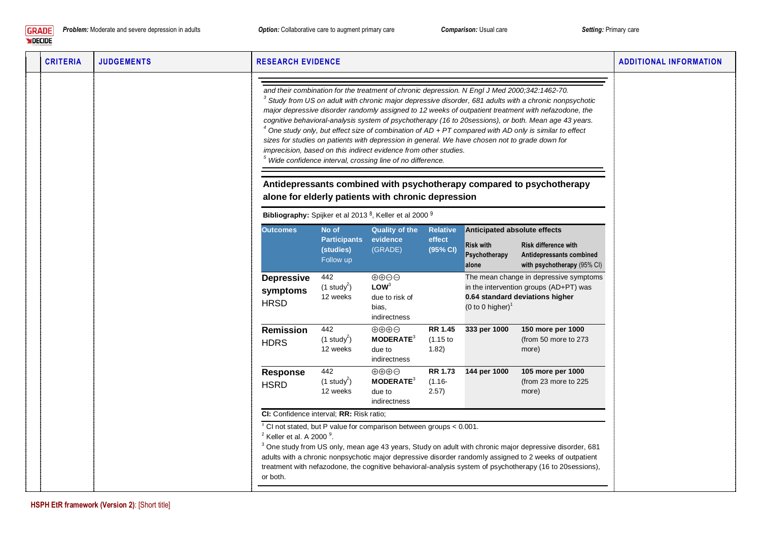| CRITERIA | JUDGEMENTS | RESEARCH EVIDENCE | ADDITIONAL INFORMATION |
|---|---|---|---|
| | | | |

*and their combination for the treatment of chronic depression. N Engl J Med 2000;342:1462-70.*
[3] *Study from US on adult with chronic major depressive disorder, 681 adults with a chronic nonpsychotic major depressive disorder randomly assigned to 12 weeks of outpatient treatment with nefazodone, the cognitive behavioral-analysis system of psychotherapy (16 to 20sessions), or both. Mean age 43 years.*
[4] *One study only, but effect size of combination of AD + PT compared with AD only is similar to effect sizes for studies on patients with depression in general. We have chosen not to grade down for imprecision, based on this indirect evidence from other studies.*
[5] *Wide confidence interval, crossing line of no difference.*

## Antidepressants combined with psychotherapy compared to psychotherapy alone for elderly patients with chronic depression

**Bibliography:** Spijker et al 2013 [8], Keller et al 2000 [9]

| Outcomes | No of Participants (studies) Follow up | Quality of the evidence (GRADE) | Relative effect (95% CI) | Anticipated absolute effects | |
|---|---|---|---|---|---|
| | | | | **Risk with Psychotherapy alone** | **Risk difference with Antidepressants combined with psychotherapy** (95% CI) |
| **Depressive symptoms** HRSD | 442 (1 study[2]) 12 weeks | ⊕⊕⊝⊝ **LOW**[3] due to risk of bias, indirectness | | The mean change in depressive symptoms in the intervention groups (AD+PT) was **0.64 standard deviations higher** (0 to 0 higher)[1] | |
| **Remission** HDRS | 442 (1 study[2]) 12 weeks | ⊕⊕⊕⊝ **MODERATE**[3] due to indirectness | **RR 1.45** (1.15 to 1.82) | **333 per 1000** | **150 more per 1000** (from 50 more to 273 more) |
| **Response** HSRD | 442 (1 study[2]) 12 weeks | ⊕⊕⊕⊝ **MODERATE**[3] due to indirectness | **RR 1.73** (1.16-2.57) | **144 per 1000** | **105 more per 1000** (from 23 more to 225 more) |

**CI:** Confidence interval; **RR:** Risk ratio;

[1] CI not stated, but P value for comparison between groups < 0.001.
[2] Keller et al. A 2000 [9].
[3] One study from US only, mean age 43 years, Study on adult with chronic major depressive disorder, 681 adults with a chronic nonpsychotic major depressive disorder randomly assigned to 2 weeks of outpatient treatment with nefazodone, the cognitive behavioral-analysis system of psychotherapy (16 to 20sessions), or both.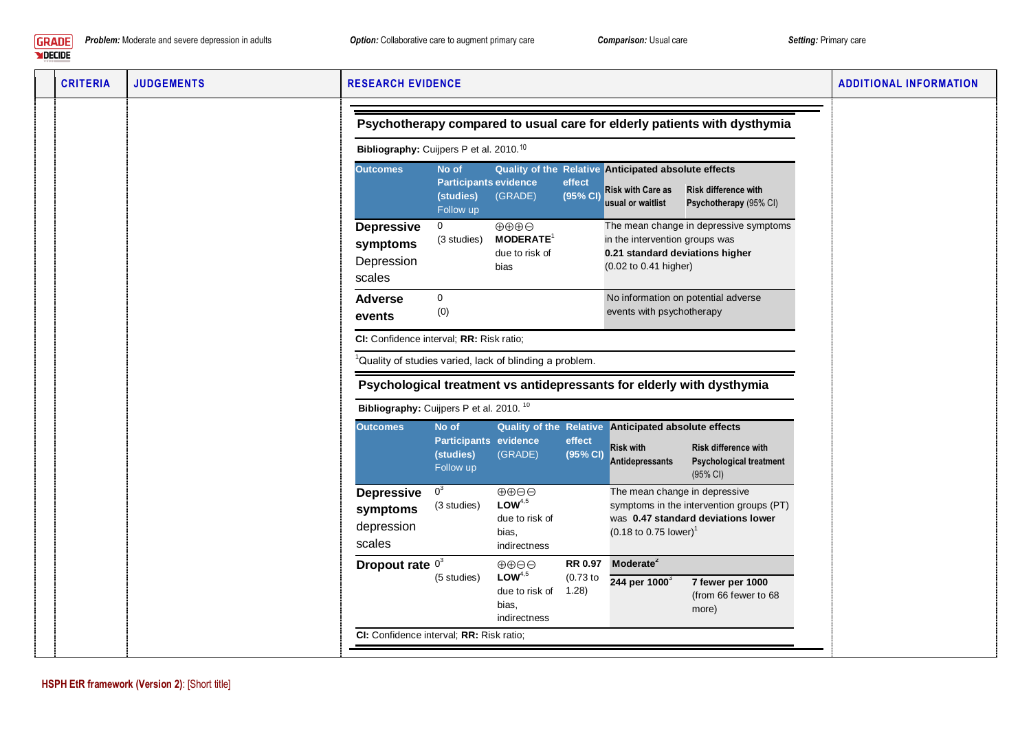| CRITERIA | JUDGEMENTS | RESEARCH EVIDENCE | ADDITIONAL INFORMATION |
|---|---|---|---|
| | | | |

### Psychotherapy compared to usual care for elderly patients with dysthymia

**Bibliography:** Cuijpers P et al. 2010.[10]

| Outcomes | No of Participants (studies) Follow up | Quality of the evidence (GRADE) | Relative effect (95% CI) | Anticipated absolute effects: Risk with Care as usual or waitlist | Anticipated absolute effects: Risk difference with Psychotherapy (95% CI) |
|---|---|---|---|---|---|
| **Depressive symptoms** Depression scales | 0 (3 studies) | ⊕⊕⊕⊖ **MODERATE**[1] due to risk of bias | | The mean change in depressive symptoms in the intervention groups was **0.21 standard deviations higher** (0.02 to 0.41 higher) | |
| **Adverse events** | 0 (0) | | | No information on potential adverse events with psychotherapy | |

**CI:** Confidence interval; **RR:** Risk ratio;

[1]Quality of studies varied, lack of blinding a problem.

### Psychological treatment vs antidepressants for elderly with dysthymia

**Bibliography:** Cuijpers P et al. 2010.[10]

| Outcomes | No of Participants (studies) Follow up | Quality of the evidence (GRADE) | Relative effect (95% CI) | Anticipated absolute effects: Risk with Antidepressants | Anticipated absolute effects: Risk difference with Psychological treatment (95% CI) |
|---|---|---|---|---|---|
| **Depressive symptoms** depression scales | 0[3] (3 studies) | ⊕⊕⊖⊖ **LOW**[4,5] due to risk of bias, indirectness | | The mean change in depressive symptoms in the intervention groups (PT) was **0.47 standard deviations lower** (0.18 to 0.75 lower)[1] | |
| **Dropout rate** | 0[3] (5 studies) | ⊕⊕⊖⊖ **LOW**[4,5] due to risk of bias, indirectness | **RR 0.97** (0.73 to 1.28) | **Moderate**[2] **244 per 1000**[3] | **7 fewer per 1000** (from 66 fewer to 68 more) |

**CI:** Confidence interval; **RR:** Risk ratio;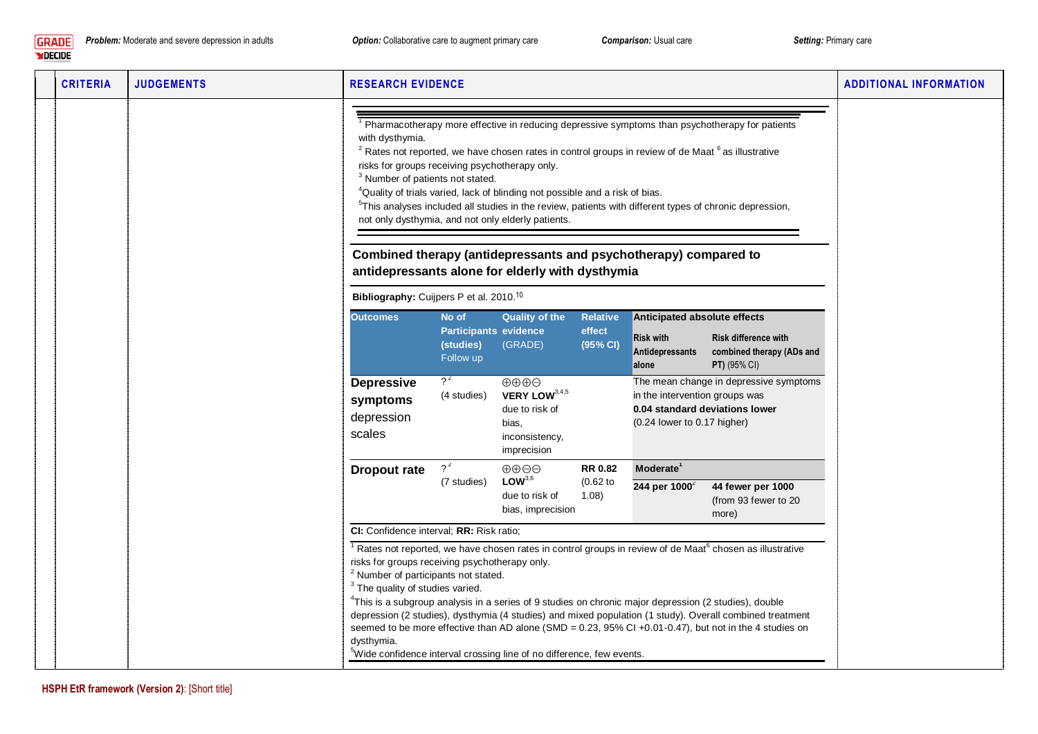| CRITERIA | JUDGEMENTS | RESEARCH EVIDENCE | ADDITIONAL INFORMATION |
|---|---|---|---|
| | | | |

[1] Pharmacotherapy more effective in reducing depressive symptoms than psychotherapy for patients with dysthymia.
[2] Rates not reported, we have chosen rates in control groups in review of de Maat [6] as illustrative risks for groups receiving psychotherapy only.
[3] Number of patients not stated.
[4] Quality of trials varied, lack of blinding not possible and a risk of bias.
[5] This analyses included all studies in the review, patients with different types of chronic depression, not only dysthymia, and not only elderly patients.

## Combined therapy (antidepressants and psychotherapy) compared to antidepressants alone for elderly with dysthymia

**Bibliography:** Cuijpers P et al. 2010.[10]

| Outcomes | No of Participants (studies) Follow up | Quality of the evidence (GRADE) | Relative effect (95% CI) | Anticipated absolute effects | |
|---|---|---|---|---|---|
| | | | | Risk with Antidepressants alone | Risk difference with combined therapy (ADs and PT) (95% CI) |
| **Depressive symptoms** depression scales | ?[2] (4 studies) | ⊕⊕⊕⊖ **VERY LOW**[3,4,5] due to risk of bias, inconsistency, imprecision | | The mean change in depressive symptoms in the intervention groups was **0.04 standard deviations lower** (0.24 lower to 0.17 higher) | |
| **Dropout rate** | ?[2] (7 studies) | ⊕⊕⊖⊖ **LOW**[3,6] due to risk of bias, imprecision | **RR 0.82** (0.62 to 1.08) | **Moderate**[1] | |
| | | | | **244 per 1000**[2] | **44 fewer per 1000** (from 93 fewer to 20 more) |

**CI:** Confidence interval; **RR:** Risk ratio;

[1] Rates not reported, we have chosen rates in control groups in review of de Maat[6] chosen as illustrative risks for groups receiving psychotherapy only.
[2] Number of participants not stated.
[3] The quality of studies varied.
[4] This is a subgroup analysis in a series of 9 studies on chronic major depression (2 studies), double depression (2 studies), dysthymia (4 studies) and mixed population (1 study). Overall combined treatment seemed to be more effective than AD alone (SMD = 0.23, 95% CI +0.01-0.47), but not in the 4 studies on dysthymia.
[5] Wide confidence interval crossing line of no difference, few events.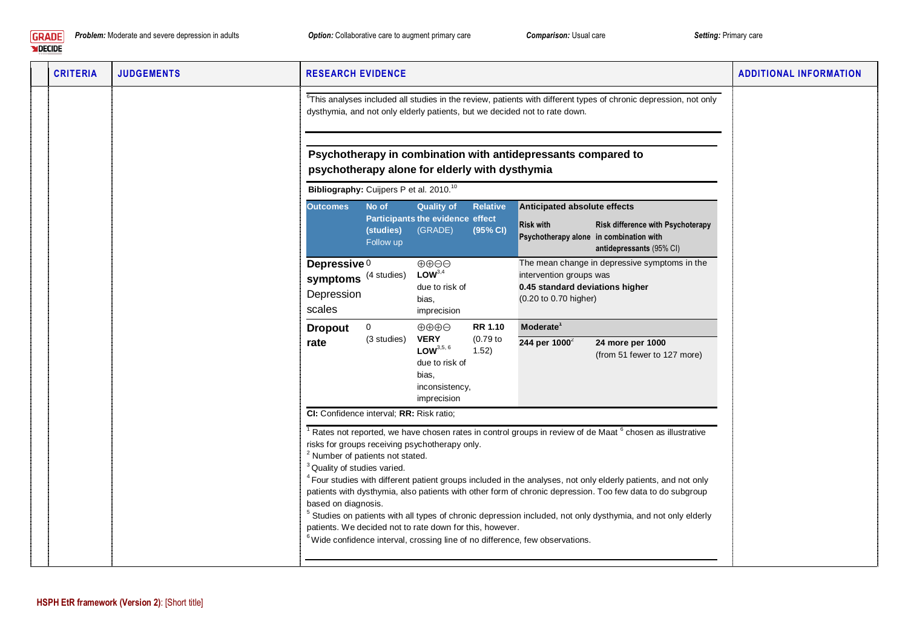| CRITERIA | JUDGEMENTS | RESEARCH EVIDENCE | ADDITIONAL INFORMATION |
|---|---|---|---|

[6] This analyses included all studies in the review, patients with different types of chronic depression, not only dysthymia, and not only elderly patients, but we decided not to rate down.

### Psychotherapy in combination with antidepressants compared to psychotherapy alone for elderly with dysthymia

**Bibliography:** Cuijpers P et al. 2010.[10]

| Outcomes | No of Participants (studies) Follow up | Quality of the evidence (GRADE) | Relative effect (95% CI) | Anticipated absolute effects | |
|---|---|---|---|---|---|
| | | | | Risk with Psychotherapy alone | Risk difference with Psychoterapy in combination with antidepressants (95% CI) |
| **Depressive symptoms** Depression scales | 0 (4 studies) | ⊕⊕⊖⊖ **LOW**[3,4] due to risk of bias, imprecision | | The mean change in depressive symptoms in the intervention groups was **0.45 standard deviations higher** (0.20 to 0.70 higher) | |
| **Dropout rate** | 0 (3 studies) | ⊕⊕⊕⊖ **VERY LOW**[3,5,6] due to risk of bias, inconsistency, imprecision | **RR 1.10** (0.79 to 1.52) | **Moderate**[1] | |
| | | | | **244 per 1000**[2] | **24 more per 1000** (from 51 fewer to 127 more) |

**CI:** Confidence interval; **RR:** Risk ratio;

[1] Rates not reported, we have chosen rates in control groups in review of de Maat [6] chosen as illustrative risks for groups receiving psychotherapy only.
[2] Number of patients not stated.
[3] Quality of studies varied.
[4] Four studies with different patient groups included in the analyses, not only elderly patients, and not only patients with dysthymia, also patients with other form of chronic depression. Too few data to do subgroup based on diagnosis.
[5] Studies on patients with all types of chronic depression included, not only dysthymia, and not only elderly patients. We decided not to rate down for this, however.
[6] Wide confidence interval, crossing line of no difference, few observations.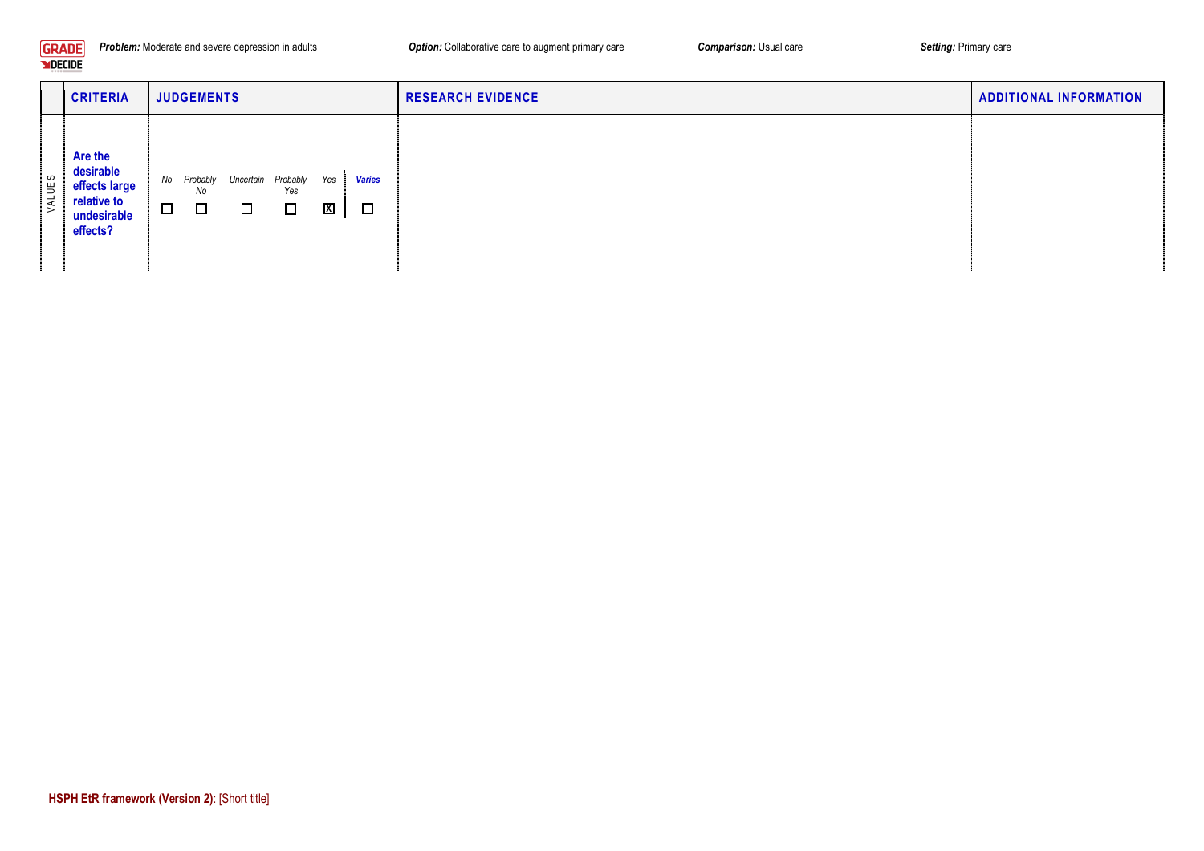**Problem:** Moderate and severe depression in adults &nbsp;&nbsp;&nbsp; **Option:** Collaborative care to augment primary care &nbsp;&nbsp;&nbsp; **Comparison:** Usual care &nbsp;&nbsp;&nbsp; **Setting:** Primary care

| | CRITERIA | JUDGEMENTS | RESEARCH EVIDENCE | ADDITIONAL INFORMATION |
|---|---|---|---|---|
| VALUES | **Are the desirable effects large relative to undesirable effects?** | *No* ☐ *Probably No* ☐ *Uncertain* ☐ *Probably Yes* ☐ *Yes* ☒ \| ***Varies*** ☐ | | |

**HSPH EtR framework (Version 2)**: [Short title]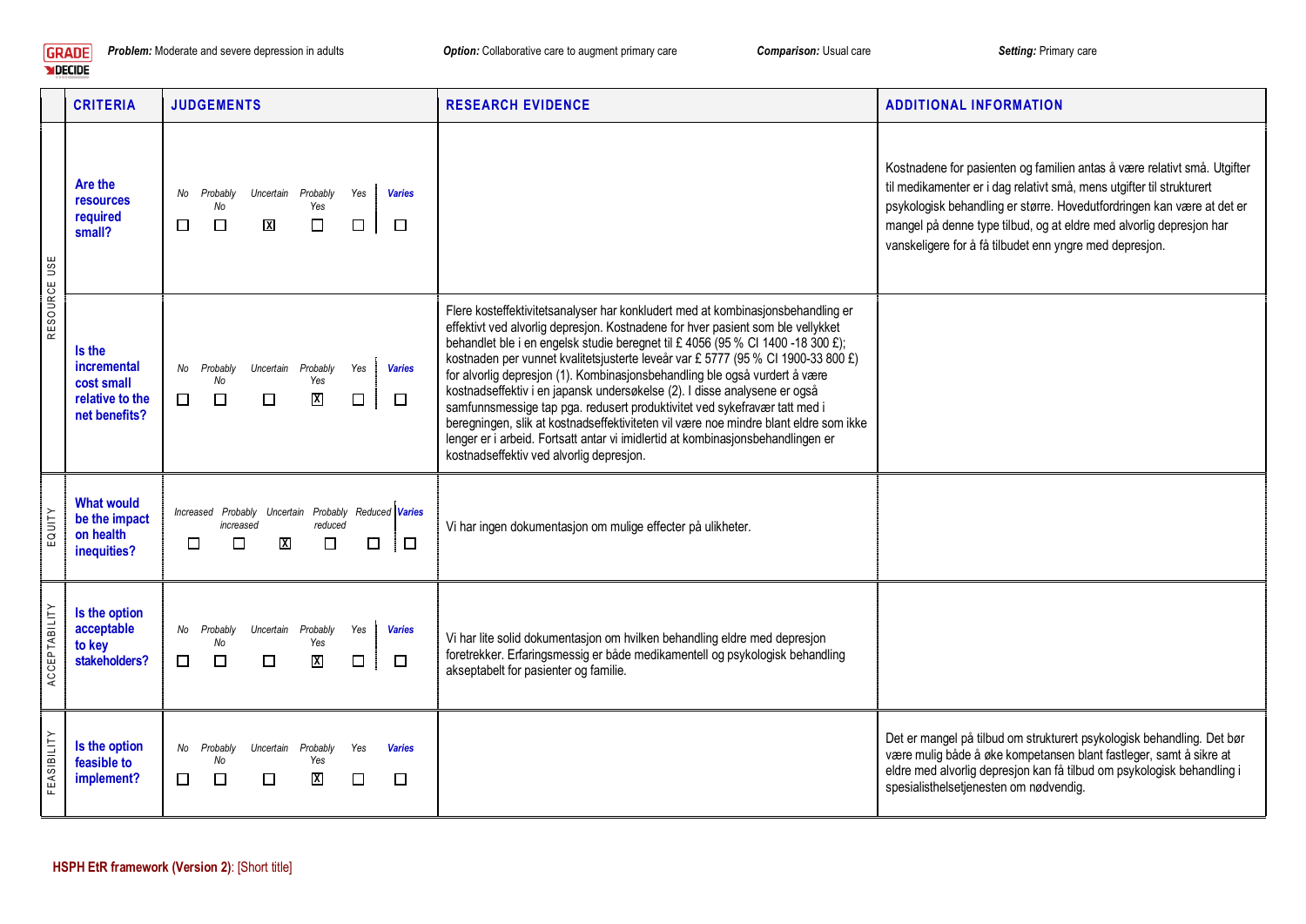**Problem:** Moderate and severe depression in adults **Option:** Collaborative care to augment primary care **Comparison:** Usual care **Setting:** Primary care

| | CRITERIA | JUDGEMENTS | RESEARCH EVIDENCE | ADDITIONAL INFORMATION |
|---|---|---|---|---|
| RESOURCE USE | **Are the resources required small?** | ☐ No ☐ Probably No ☒ Uncertain ☐ Probably Yes ☐ Yes ☐ Varies | | Kostnadene for pasienten og familien antas å være relativt små. Utgifter til medikamenter er i dag relativt små, mens utgifter til strukturert psykologisk behandling er større. Hovedutfordringen kan være at det er mangel på denne type tilbud, og at eldre med alvorlig depresjon har vanskeligere for å få tilbudet enn yngre med depresjon. |
| | **Is the incremental cost small relative to the net benefits?** | ☐ No ☐ Probably No ☐ Uncertain ☒ Probably Yes ☐ Yes ☐ Varies | Flere kosteffektivitetsanalyser har konkludert med at kombinasjonsbehandling er effektivt ved alvorlig depresjon. Kostnadene for hver pasient som ble vellykket behandlet ble i en engelsk studie beregnet til £ 4056 (95 % CI 1400 -18 300 £); kostnaden per vunnet kvalitetsjusterte leveår var £ 5777 (95 % CI 1900-33 800 £) for alvorlig depresjon (1). Kombinasjonsbehandling ble også vurdert å være kostnadseffektiv i en japansk undersøkelse (2). I disse analysene er også samfunnsmessige tap pga. redusert produktivitet ved sykefravær tatt med i beregningen, slik at kostnadseffektiviteten vil være noe mindre blant eldre som ikke lenger er i arbeid. Fortsatt antar vi imidlertid at kombinasjonsbehandlingen er kostnadseffektiv ved alvorlig depresjon. | |
| EQUITY | **What would be the impact on health inequities?** | ☐ Increased ☐ Probably increased ☒ Uncertain ☐ Probably reduced ☐ Reduced ☐ Varies | Vi har ingen dokumentasjon om mulige effecter på ulikheter. | |
| ACCEPTABILITY | **Is the option acceptable to key stakeholders?** | ☐ No ☐ Probably No ☐ Uncertain ☒ Probably Yes ☐ Yes ☐ Varies | Vi har lite solid dokumentasjon om hvilken behandling eldre med depresjon foretrekker. Erfaringsmessig er både medikamentell og psykologisk behandling akseptabelt for pasienter og familie. | |
| FEASIBILITY | **Is the option feasible to implement?** | ☐ No ☐ Probably No ☐ Uncertain ☒ Probably Yes ☐ Yes ☐ Varies | | Det er mangel på tilbud om strukturert psykologisk behandling. Det bør være mulig både å øke kompetansen blant fastleger, samt å sikre at eldre med alvorlig depresjon kan få tilbud om psykologisk behandling i spesialisthelsetjenesten om nødvendig. |

**HSPH EtR framework (Version 2)**: [Short title]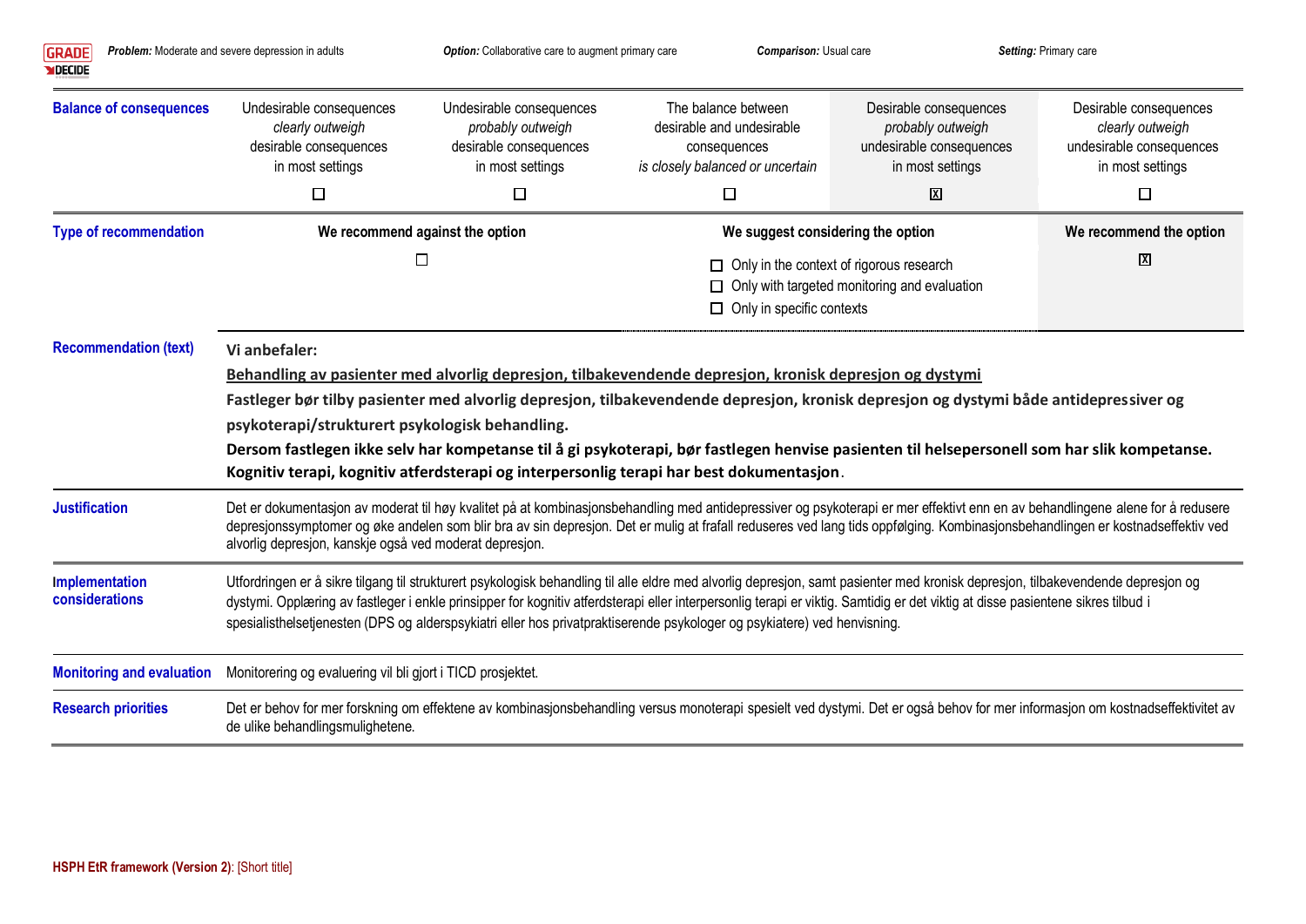**Problem:** Moderate and severe depression in adults | **Option:** Collaborative care to augment primary care | **Comparison:** Usual care | **Setting:** Primary care

| | | | | | |
|---|---|---|---|---|---|
| **Balance of consequences** | Undesirable consequences *clearly outweigh* desirable consequences in most settings ☐ | Undesirable consequences *probably outweigh* desirable consequences in most settings ☐ | The balance between desirable and undesirable consequences *is closely balanced or uncertain* ☐ | Desirable consequences *probably outweigh* undesirable consequences in most settings ☒ | Desirable consequences *clearly outweigh* undesirable consequences in most settings ☐ |
| **Type of recommendation** | **We recommend against the option** ☐ | | **We suggest considering the option** ☐ Only in the context of rigorous research ☐ Only with targeted monitoring and evaluation ☐ Only in specific contexts | | **We recommend the option** ☒ |

**Recommendation (text)**

**Vi anbefaler:**

**Behandling av pasienter med alvorlig depresjon, tilbakevendende depresjon, kronisk depresjon og dystymi**

**Fastleger bør tilby pasienter med alvorlig depresjon, tilbakevendende depresjon, kronisk depresjon og dystymi både antidepressiver og psykoterapi/strukturert psykologisk behandling.**

**Dersom fastlegen ikke selv har kompetanse til å gi psykoterapi, bør fastlegen henvise pasienten til helsepersonell som har slik kompetanse. Kognitiv terapi, kognitiv atferdsterapi og interpersonlig terapi har best dokumentasjon**.

**Justification**

Det er dokumentasjon av moderat til høy kvalitet på at kombinasjonsbehandling med antidepressiver og psykoterapi er mer effektivt enn en av behandlingene alene for å redusere depresjonssymptomer og øke andelen som blir bra av sin depresjon. Det er mulig at frafall reduseres ved lang tids oppfølging. Kombinasjonsbehandlingen er kostnadseffektiv ved alvorlig depresjon, kanskje også ved moderat depresjon.

**Implementation considerations**

Utfordringen er å sikre tilgang til strukturert psykologisk behandling til alle eldre med alvorlig depresjon, samt pasienter med kronisk depresjon, tilbakevendende depresjon og dystymi. Opplæring av fastleger i enkle prinsipper for kognitiv atferdsterapi eller interpersonlig terapi er viktig. Samtidig er det viktig at disse pasientene sikres tilbud i spesialisthelsetjenesten (DPS og alderspsykiatri eller hos privatpraktiserende psykologer og psykiatere) ved henvisning.

**Monitoring and evaluation**

Monitorering og evaluering vil bli gjort i TICD prosjektet.

**Research priorities**

Det er behov for mer forskning om effektene av kombinasjonsbehandling versus monoterapi spesielt ved dystymi. Det er også behov for mer informasjon om kostnadseffektivitet av de ulike behandlingsmulighetene.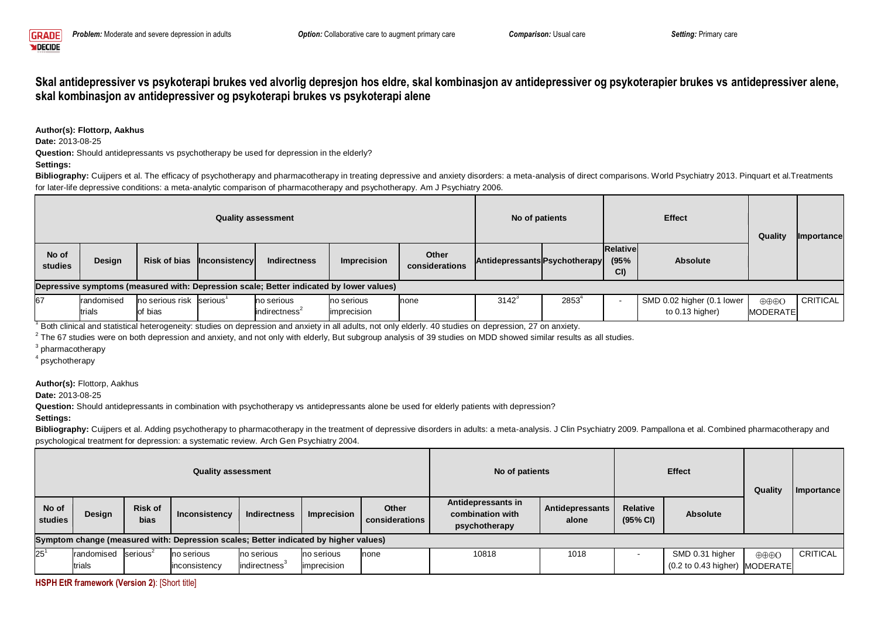# Skal antidepressiver vs psykoterapi brukes ved alvorlig depresjon hos eldre, skal kombinasjon av antidepressiver og psykoterapier brukes vs antidepressiver alene, skal kombinasjon av antidepressiver og psykoterapi brukes vs psykoterapi alene

**Author(s): Flottorp, Aakhus**

**Date:** 2013-08-25

**Question:** Should antidepressants vs psychotherapy be used for depression in the elderly?

**Settings:**

**Bibliography:** Cuijpers et al. The efficacy of psychotherapy and pharmacotherapy in treating depressive and anxiety disorders: a meta-analysis of direct comparisons. World Psychiatry 2013. Pinquart et al.Treatments for later-life depressive conditions: a meta-analytic comparison of pharmacotherapy and psychotherapy. Am J Psychiatry 2006.

| Quality assessment | | | | | | | No of patients | | Effect | | Quality | Importance |
|---|---|---|---|---|---|---|---|---|---|---|---|---|
| No of studies | Design | Risk of bias | Inconsistency | Indirectness | Imprecision | Other considerations | Antidepressants | Psychotherapy | Relative (95% CI) | Absolute | | |
| **Depressive symptoms (measured with: Depression scale; Better indicated by lower values)** | | | | | | | | | | | | |
| 67 | randomised trials | no serious risk of bias | serious[1] | no serious indirectness[2] | no serious imprecision | none | 3142[3] | 2853[4] | - | SMD 0.02 higher (0.1 lower to 0.13 higher) | ⊕⊕⊕O MODERATE | CRITICAL |

[1] Both clinical and statistical heterogeneity: studies on depression and anxiety in all adults, not only elderly. 40 studies on depression, 27 on anxiety.

[2] The 67 studies were on both depression and anxiety, and not only with elderly, But subgroup analysis of 39 studies on MDD showed similar results as all studies.

[3] pharmacotherapy

[4] psychotherapy

**Author(s):** Flottorp, Aakhus

**Date:** 2013-08-25

**Question:** Should antidepressants in combination with psychotherapy vs antidepressants alone be used for elderly patients with depression?

**Settings:**

**Bibliography:** Cuijpers et al. Adding psychotherapy to pharmacotherapy in the treatment of depressive disorders in adults: a meta-analysis. J Clin Psychiatry 2009. Pampallona et al. Combined pharmacotherapy and psychological treatment for depression: a systematic review. Arch Gen Psychiatry 2004.

| Quality assessment | | | | | | | No of patients | | Effect | | Quality | Importance |
|---|---|---|---|---|---|---|---|---|---|---|---|---|
| No of studies | Design | Risk of bias | Inconsistency | Indirectness | Imprecision | Other considerations | Antidepressants in combination with psychotherapy | Antidepressants alone | Relative (95% CI) | Absolute | | |
| **Symptom change (measured with: Depression scales; Better indicated by higher values)** | | | | | | | | | | | | |
| 25[1] | randomised trials | serious[2] | no serious inconsistency | no serious indirectness[3] | no serious imprecision | none | 10818 | 1018 | - | SMD 0.31 higher (0.2 to 0.43 higher) | ⊕⊕⊕O MODERATE | CRITICAL |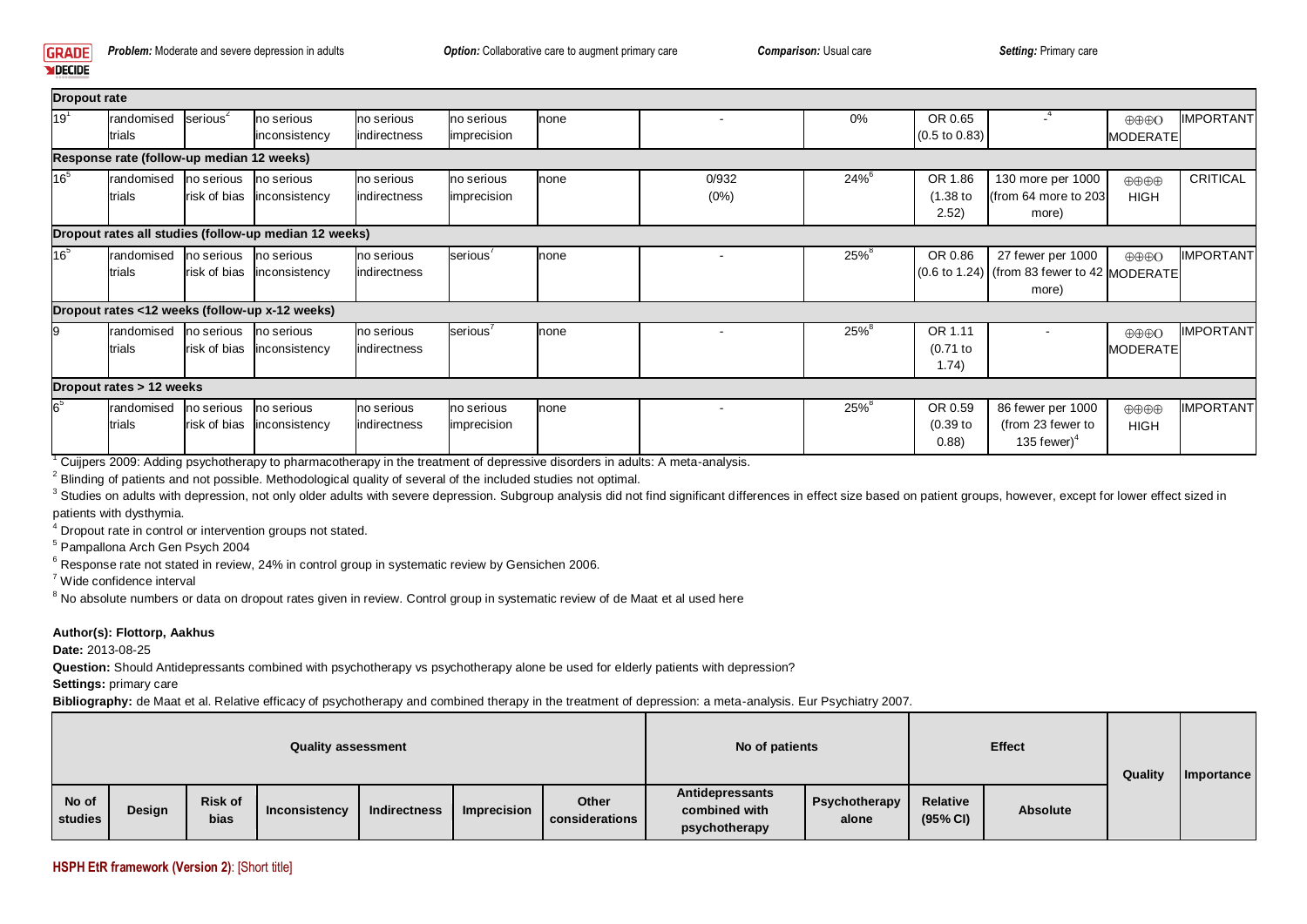| | | | | | | | | | | | | |
|---|---|---|---|---|---|---|---|---|---|---|---|---|
| **Dropout rate** | | | | | | | | | | | | |
| 19[1] | randomised trials | serious[2] | no serious inconsistency | no serious indirectness | no serious imprecision | none | - | 0% | OR 0.65 (0.5 to 0.83) | -[4] | ⊕⊕⊕O MODERATE | IMPORTANT |
| **Response rate (follow-up median 12 weeks)** | | | | | | | | | | | | |
| 16[5] | randomised trials | no serious risk of bias | no serious inconsistency | no serious indirectness | no serious imprecision | none | 0/932 (0%) | 24%[6] | OR 1.86 (1.38 to 2.52) | 130 more per 1000 (from 64 more to 203 more) | ⊕⊕⊕⊕ HIGH | CRITICAL |
| **Dropout rates all studies (follow-up median 12 weeks)** | | | | | | | | | | | | |
| 16[5] | randomised trials | no serious risk of bias | no serious inconsistency | no serious indirectness | serious[7] | none | - | 25%[8] | OR 0.86 (0.6 to 1.24) | 27 fewer per 1000 (from 83 fewer to 42 more) | ⊕⊕⊕O MODERATE | IMPORTANT |
| **Dropout rates <12 weeks (follow-up x-12 weeks)** | | | | | | | | | | | | |
| 9 | randomised trials | no serious risk of bias | no serious inconsistency | no serious indirectness | serious[7] | none | - | 25%[8] | OR 1.11 (0.71 to 1.74) | - | ⊕⊕⊕O MODERATE | IMPORTANT |
| **Dropout rates > 12 weeks** | | | | | | | | | | | | |
| 6[5] | randomised trials | no serious risk of bias | no serious inconsistency | no serious indirectness | no serious imprecision | none | - | 25%[8] | OR 0.59 (0.39 to 0.88) | 86 fewer per 1000 (from 23 fewer to 135 fewer)[4] | ⊕⊕⊕⊕ HIGH | IMPORTANT |

[1] Cuijpers 2009: Adding psychotherapy to pharmacotherapy in the treatment of depressive disorders in adults: A meta-analysis.

[2] Blinding of patients and not possible. Methodological quality of several of the included studies not optimal.

[3] Studies on adults with depression, not only older adults with severe depression. Subgroup analysis did not find significant differences in effect size based on patient groups, however, except for lower effect sized in patients with dysthymia.

[4] Dropout rate in control or intervention groups not stated.

[5] Pampallona Arch Gen Psych 2004

[6] Response rate not stated in review, 24% in control group in systematic review by Gensichen 2006.

[7] Wide confidence interval

[8] No absolute numbers or data on dropout rates given in review. Control group in systematic review of de Maat et al used here

**Author(s): Flottorp, Aakhus**

**Date:** 2013-08-25

**Question:** Should Antidepressants combined with psychotherapy vs psychotherapy alone be used for elderly patients with depression?

**Settings:** primary care

**Bibliography:** de Maat et al. Relative efficacy of psychotherapy and combined therapy in the treatment of depression: a meta-analysis. Eur Psychiatry 2007.

| Quality assessment | | | | | | | No of patients | | Effect | | Quality | Importance |
|---|---|---|---|---|---|---|---|---|---|---|---|---|
| No of studies | Design | Risk of bias | Inconsistency | Indirectness | Imprecision | Other considerations | Antidepressants combined with psychotherapy | Psychotherapy alone | Relative (95% CI) | Absolute | | |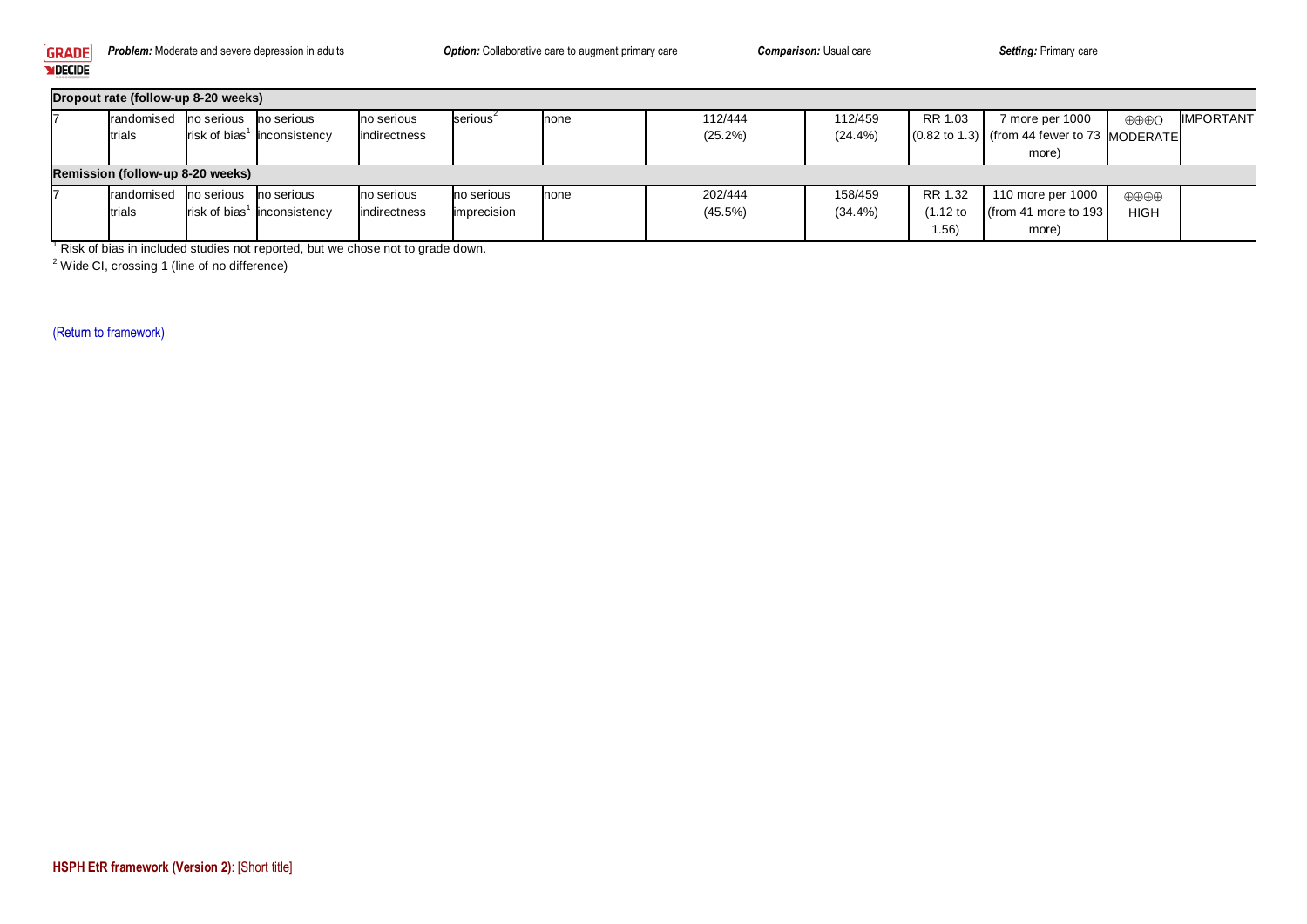| | | | | | | | | | | | |
|---|---|---|---|---|---|---|---|---|---|---|---|
| **Dropout rate (follow-up 8-20 weeks)** | | | | | | | | | | | |
| 7 | randomised trials | no serious risk of bias[1] | no serious inconsistency | no serious indirectness | serious[2] | none | 112/444 (25.2%) | 112/459 (24.4%) | RR 1.03 (0.82 to 1.3) | 7 more per 1000 (from 44 fewer to 73 more) | ⊕⊕⊕O MODERATE | IMPORTANT |
| **Remission (follow-up 8-20 weeks)** | | | | | | | | | | | |
| 7 | randomised trials | no serious risk of bias[1] | no serious inconsistency | no serious indirectness | no serious imprecision | none | 202/444 (45.5%) | 158/459 (34.4%) | RR 1.32 (1.12 to 1.56) | 110 more per 1000 (from 41 more to 193 more) | ⊕⊕⊕⊕ HIGH | |

[1] Risk of bias in included studies not reported, but we chose not to grade down.

[2] Wide CI, crossing 1 (line of no difference)

(Return to framework)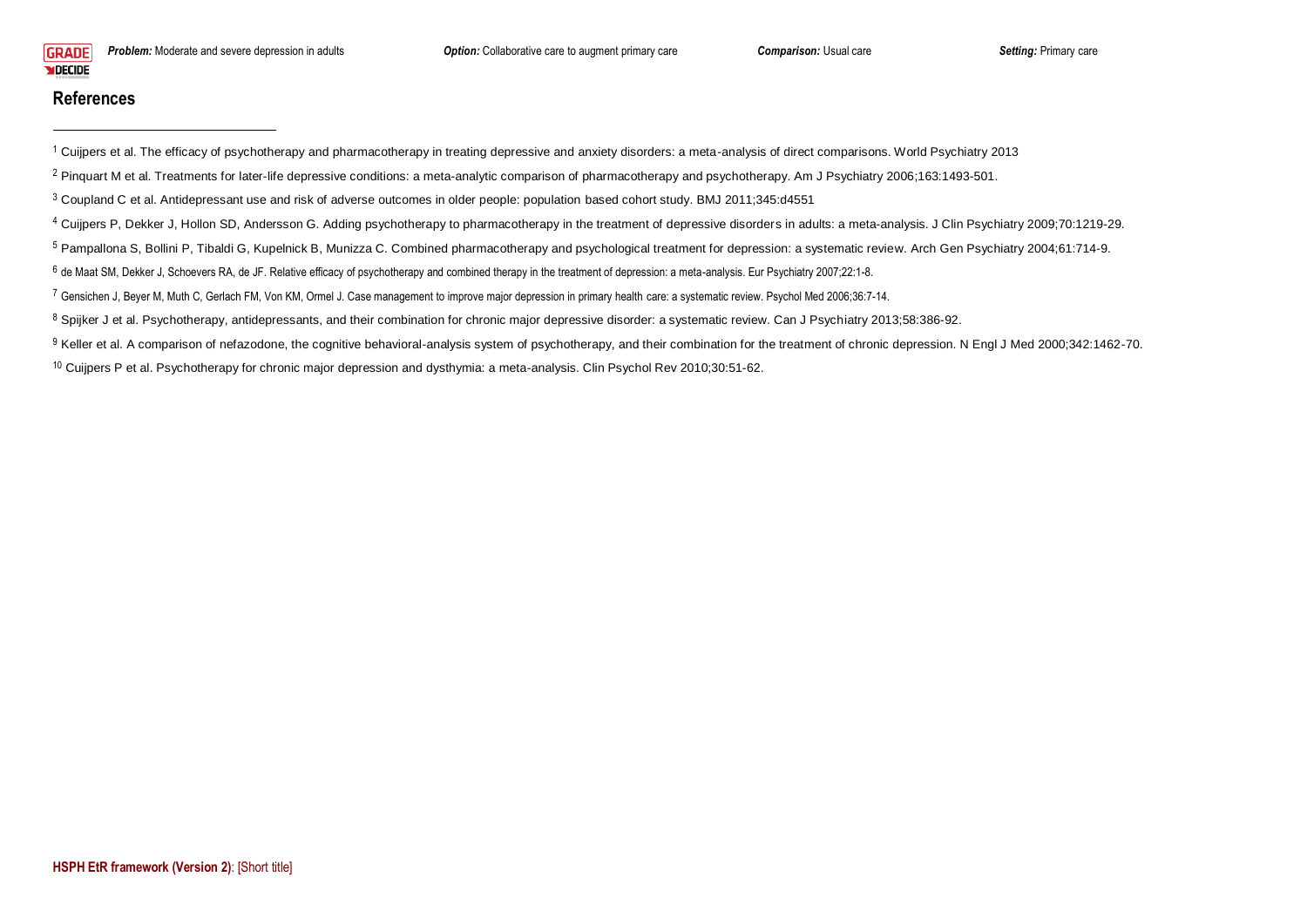## References

[1] Cuijpers et al. The efficacy of psychotherapy and pharmacotherapy in treating depressive and anxiety disorders: a meta-analysis of direct comparisons. World Psychiatry 2013

[2] Pinquart M et al. Treatments for later-life depressive conditions: a meta-analytic comparison of pharmacotherapy and psychotherapy. Am J Psychiatry 2006;163:1493-501.

[3] Coupland C et al. Antidepressant use and risk of adverse outcomes in older people: population based cohort study. BMJ 2011;345:d4551

[4] Cuijpers P, Dekker J, Hollon SD, Andersson G. Adding psychotherapy to pharmacotherapy in the treatment of depressive disorders in adults: a meta-analysis. J Clin Psychiatry 2009;70:1219-29.

[5] Pampallona S, Bollini P, Tibaldi G, Kupelnick B, Munizza C. Combined pharmacotherapy and psychological treatment for depression: a systematic review. Arch Gen Psychiatry 2004;61:714-9.

[6] de Maat SM, Dekker J, Schoevers RA, de JF. Relative efficacy of psychotherapy and combined therapy in the treatment of depression: a meta-analysis. Eur Psychiatry 2007;22:1-8.

[7] Gensichen J, Beyer M, Muth C, Gerlach FM, Von KM, Ormel J. Case management to improve major depression in primary health care: a systematic review. Psychol Med 2006;36:7-14.

[8] Spijker J et al. Psychotherapy, antidepressants, and their combination for chronic major depressive disorder: a systematic review. Can J Psychiatry 2013;58:386-92.

[9] Keller et al. A comparison of nefazodone, the cognitive behavioral-analysis system of psychotherapy, and their combination for the treatment of chronic depression. N Engl J Med 2000;342:1462-70.

[10] Cuijpers P et al. Psychotherapy for chronic major depression and dysthymia: a meta-analysis. Clin Psychol Rev 2010;30:51-62.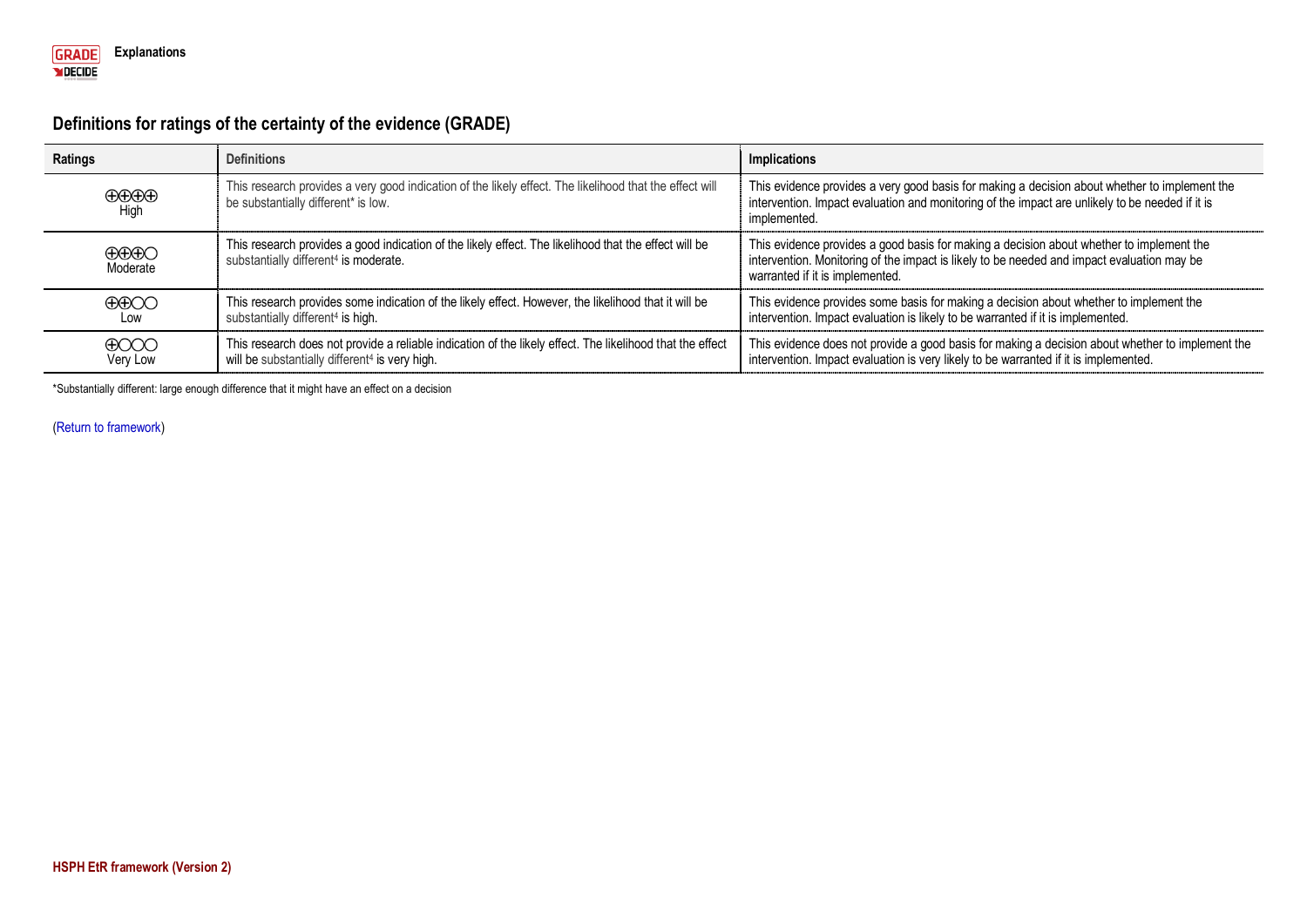**Explanations**

## Definitions for ratings of the certainty of the evidence (GRADE)

| Ratings | Definitions | Implications |
|---|---|---|
| ⊕⊕⊕⊕ High | This research provides a very good indication of the likely effect. The likelihood that the effect will be substantially different* is low. | This evidence provides a very good basis for making a decision about whether to implement the intervention. Impact evaluation and monitoring of the impact are unlikely to be needed if it is implemented. |
| ⊕⊕⊕◯ Moderate | This research provides a good indication of the likely effect. The likelihood that the effect will be substantially different[4] is moderate. | This evidence provides a good basis for making a decision about whether to implement the intervention. Monitoring of the impact is likely to be needed and impact evaluation may be warranted if it is implemented. |
| ⊕⊕◯◯ Low | This research provides some indication of the likely effect. However, the likelihood that it will be substantially different[4] is high. | This evidence provides some basis for making a decision about whether to implement the intervention. Impact evaluation is likely to be warranted if it is implemented. |
| ⊕◯◯◯ Very Low | This research does not provide a reliable indication of the likely effect. The likelihood that the effect will be substantially different[4] is very high. | This evidence does not provide a good basis for making a decision about whether to implement the intervention. Impact evaluation is very likely to be warranted if it is implemented. |

*Substantially different: large enough difference that it might have an effect on a decision

(Return to framework)